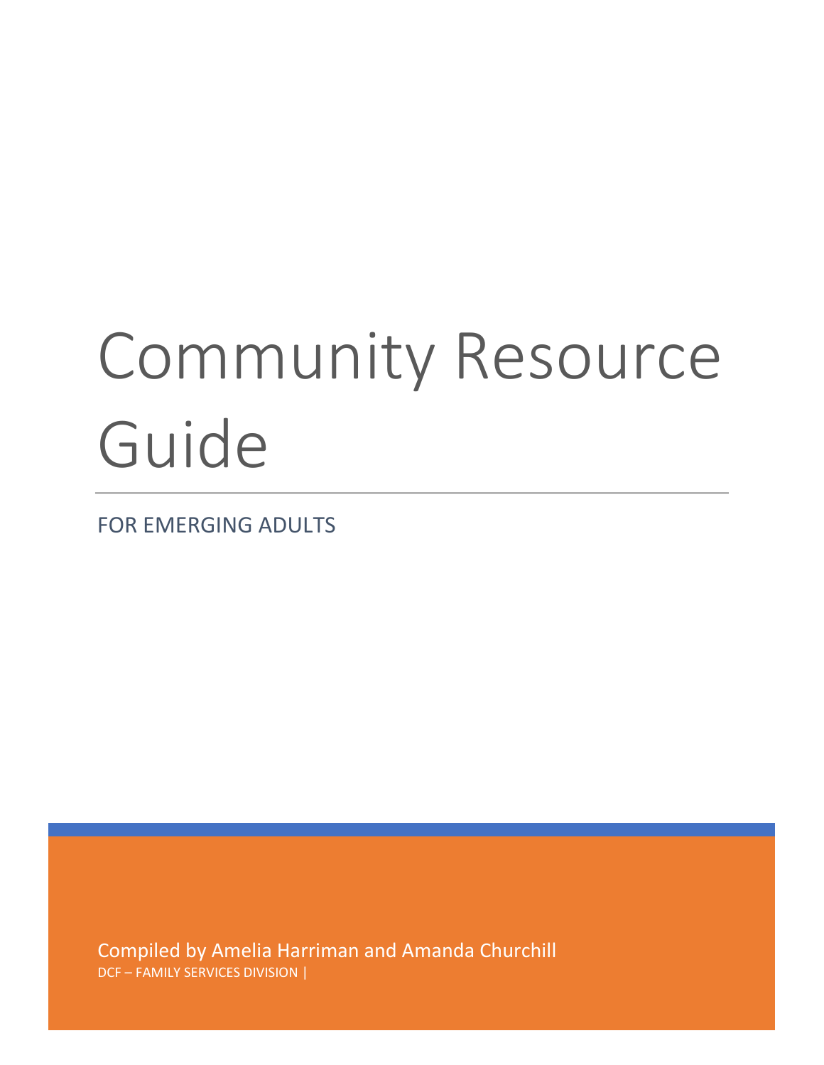# Community Resource Guide

FOR EMERGING ADULTS

Compiled by Amelia Harriman and Amanda Churchill

DCF – FAMILY SERVICES DIVISION |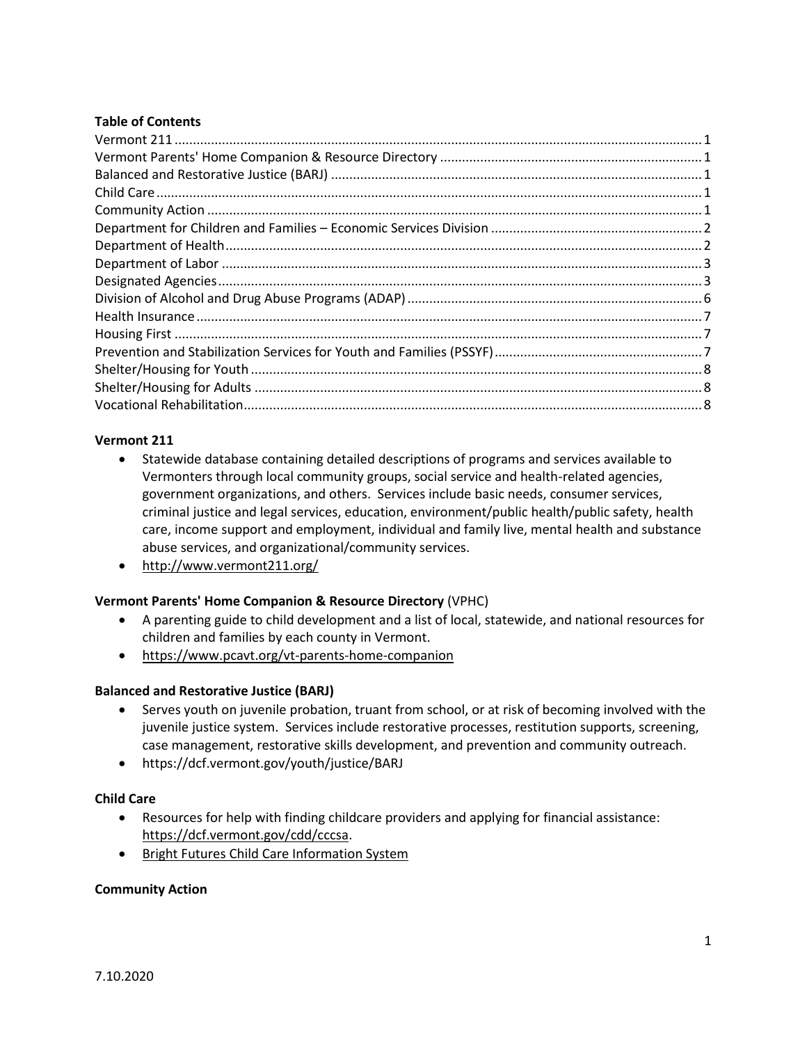**Table of Contents**

Vermont 211 ..... 1
Vermont Parents' Home Companion & Resource Directory ..... 1
Balanced and Restorative Justice (BARJ) ..... 1
Child Care ..... 1
Community Action ..... 1
Department for Children and Families – Economic Services Division ..... 2
Department of Health ..... 2
Department of Labor ..... 3
Designated Agencies ..... 3
Division of Alcohol and Drug Abuse Programs (ADAP) ..... 6
Health Insurance ..... 7
Housing First ..... 7
Prevention and Stabilization Services for Youth and Families (PSSYF) ..... 7
Shelter/Housing for Youth ..... 8
Shelter/Housing for Adults ..... 8
Vocational Rehabilitation ..... 8

**Vermont 211**

- Statewide database containing detailed descriptions of programs and services available to Vermonters through local community groups, social service and health-related agencies, government organizations, and others. Services include basic needs, consumer services, criminal justice and legal services, education, environment/public health/public safety, health care, income support and employment, individual and family live, mental health and substance abuse services, and organizational/community services.
- http://www.vermont211.org/

**Vermont Parents' Home Companion & Resource Directory** (VPHC)

- A parenting guide to child development and a list of local, statewide, and national resources for children and families by each county in Vermont.
- https://www.pcavt.org/vt-parents-home-companion

**Balanced and Restorative Justice (BARJ)**

- Serves youth on juvenile probation, truant from school, or at risk of becoming involved with the juvenile justice system. Services include restorative processes, restitution supports, screening, case management, restorative skills development, and prevention and community outreach.
- https://dcf.vermont.gov/youth/justice/BARJ

**Child Care**

- Resources for help with finding childcare providers and applying for financial assistance: https://dcf.vermont.gov/cdd/cccsa.
- Bright Futures Child Care Information System

**Community Action**

7.10.2020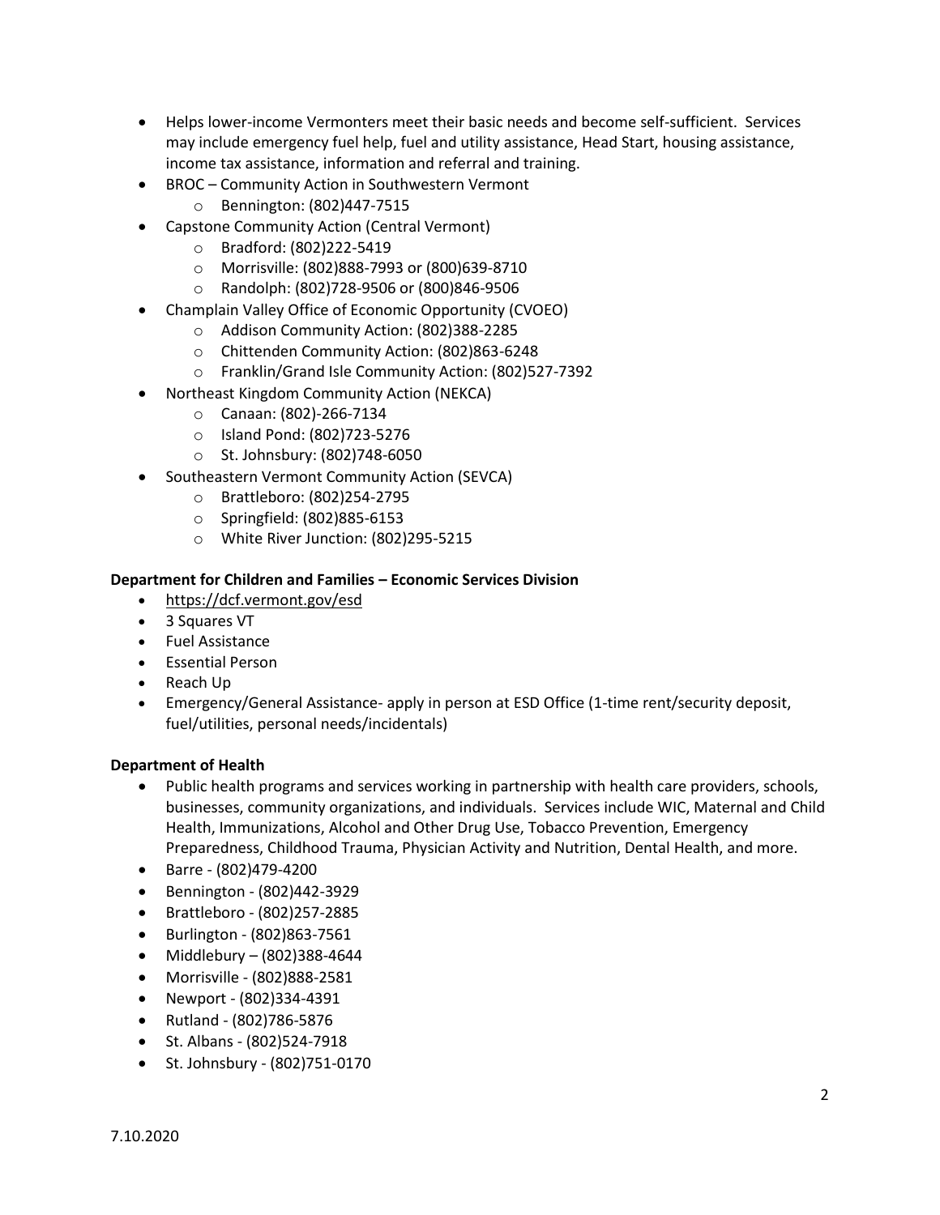- Helps lower-income Vermonters meet their basic needs and become self-sufficient. Services may include emergency fuel help, fuel and utility assistance, Head Start, housing assistance, income tax assistance, information and referral and training.
- BROC – Community Action in Southwestern Vermont
    - Bennington: (802)447-7515
- Capstone Community Action (Central Vermont)
    - Bradford: (802)222-5419
    - Morrisville: (802)888-7993 or (800)639-8710
    - Randolph: (802)728-9506 or (800)846-9506
- Champlain Valley Office of Economic Opportunity (CVOEO)
    - Addison Community Action: (802)388-2285
    - Chittenden Community Action: (802)863-6248
    - Franklin/Grand Isle Community Action: (802)527-7392
- Northeast Kingdom Community Action (NEKCA)
    - Canaan: (802)-266-7134
    - Island Pond: (802)723-5276
    - St. Johnsbury: (802)748-6050
- Southeastern Vermont Community Action (SEVCA)
    - Brattleboro: (802)254-2795
    - Springfield: (802)885-6153
    - White River Junction: (802)295-5215

**Department for Children and Families – Economic Services Division**

- https://dcf.vermont.gov/esd
- 3 Squares VT
- Fuel Assistance
- Essential Person
- Reach Up
- Emergency/General Assistance- apply in person at ESD Office (1-time rent/security deposit, fuel/utilities, personal needs/incidentals)

**Department of Health**

- Public health programs and services working in partnership with health care providers, schools, businesses, community organizations, and individuals. Services include WIC, Maternal and Child Health, Immunizations, Alcohol and Other Drug Use, Tobacco Prevention, Emergency Preparedness, Childhood Trauma, Physician Activity and Nutrition, Dental Health, and more.
- Barre - (802)479-4200
- Bennington - (802)442-3929
- Brattleboro - (802)257-2885
- Burlington - (802)863-7561
- Middlebury – (802)388-4644
- Morrisville - (802)888-2581
- Newport - (802)334-4391
- Rutland - (802)786-5876
- St. Albans - (802)524-7918
- St. Johnsbury - (802)751-0170

7.10.2020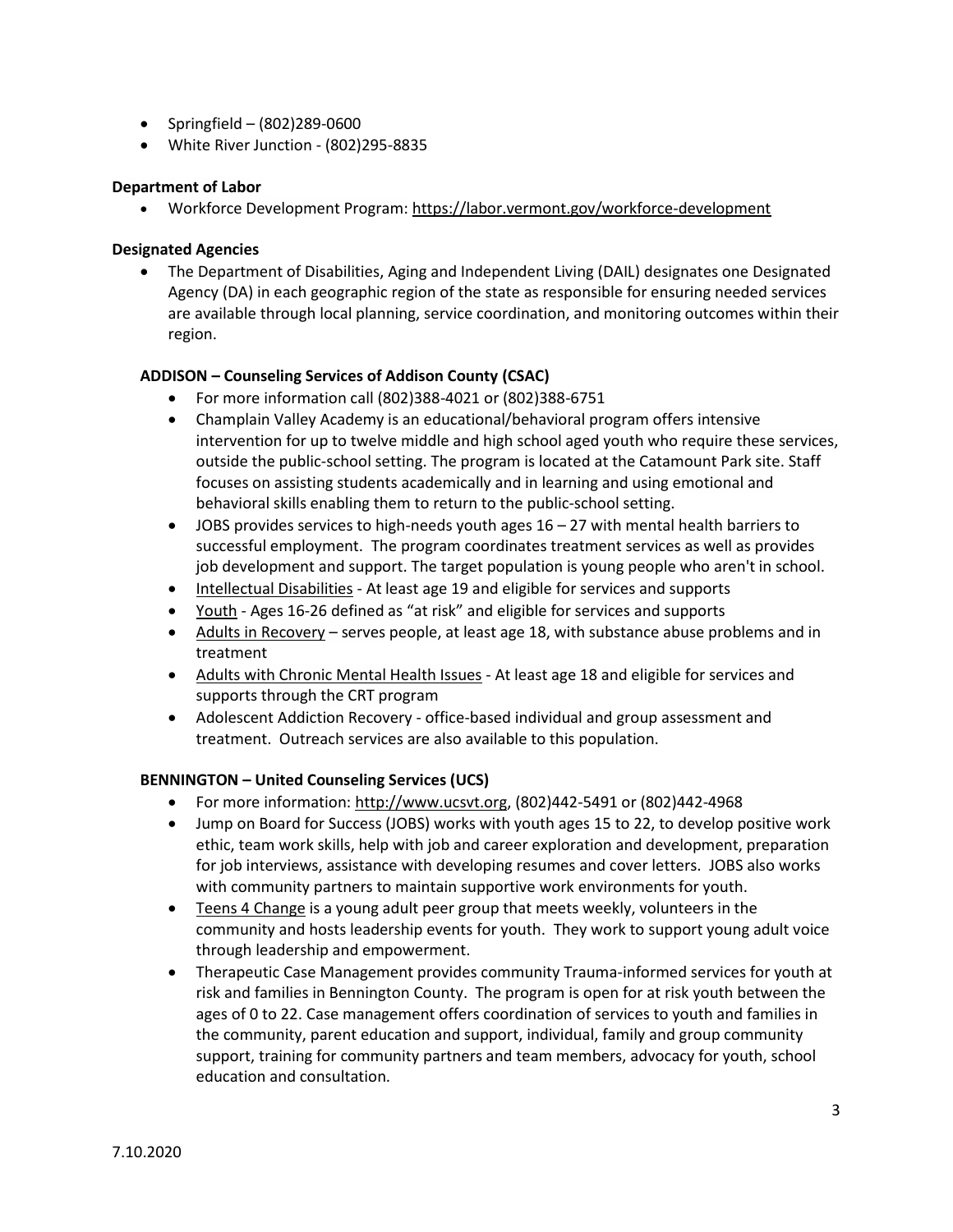- Springfield – (802)289-0600
- White River Junction - (802)295-8835

**Department of Labor**

- Workforce Development Program: https://labor.vermont.gov/workforce-development

**Designated Agencies**

- The Department of Disabilities, Aging and Independent Living (DAIL) designates one Designated Agency (DA) in each geographic region of the state as responsible for ensuring needed services are available through local planning, service coordination, and monitoring outcomes within their region.

**ADDISON – Counseling Services of Addison County (CSAC)**

- For more information call (802)388-4021 or (802)388-6751
- Champlain Valley Academy is an educational/behavioral program offers intensive intervention for up to twelve middle and high school aged youth who require these services, outside the public-school setting. The program is located at the Catamount Park site. Staff focuses on assisting students academically and in learning and using emotional and behavioral skills enabling them to return to the public-school setting.
- JOBS provides services to high-needs youth ages 16 – 27 with mental health barriers to successful employment. The program coordinates treatment services as well as provides job development and support. The target population is young people who aren't in school.
- Intellectual Disabilities - At least age 19 and eligible for services and supports
- Youth - Ages 16-26 defined as "at risk" and eligible for services and supports
- Adults in Recovery – serves people, at least age 18, with substance abuse problems and in treatment
- Adults with Chronic Mental Health Issues - At least age 18 and eligible for services and supports through the CRT program
- Adolescent Addiction Recovery - office-based individual and group assessment and treatment. Outreach services are also available to this population.

**BENNINGTON – United Counseling Services (UCS)**

- For more information: http://www.ucsvt.org, (802)442-5491 or (802)442-4968
- Jump on Board for Success (JOBS) works with youth ages 15 to 22, to develop positive work ethic, team work skills, help with job and career exploration and development, preparation for job interviews, assistance with developing resumes and cover letters. JOBS also works with community partners to maintain supportive work environments for youth.
- Teens 4 Change is a young adult peer group that meets weekly, volunteers in the community and hosts leadership events for youth. They work to support young adult voice through leadership and empowerment.
- Therapeutic Case Management provides community Trauma-informed services for youth at risk and families in Bennington County. The program is open for at risk youth between the ages of 0 to 22. Case management offers coordination of services to youth and families in the community, parent education and support, individual, family and group community support, training for community partners and team members, advocacy for youth, school education and consultation.

7.10.2020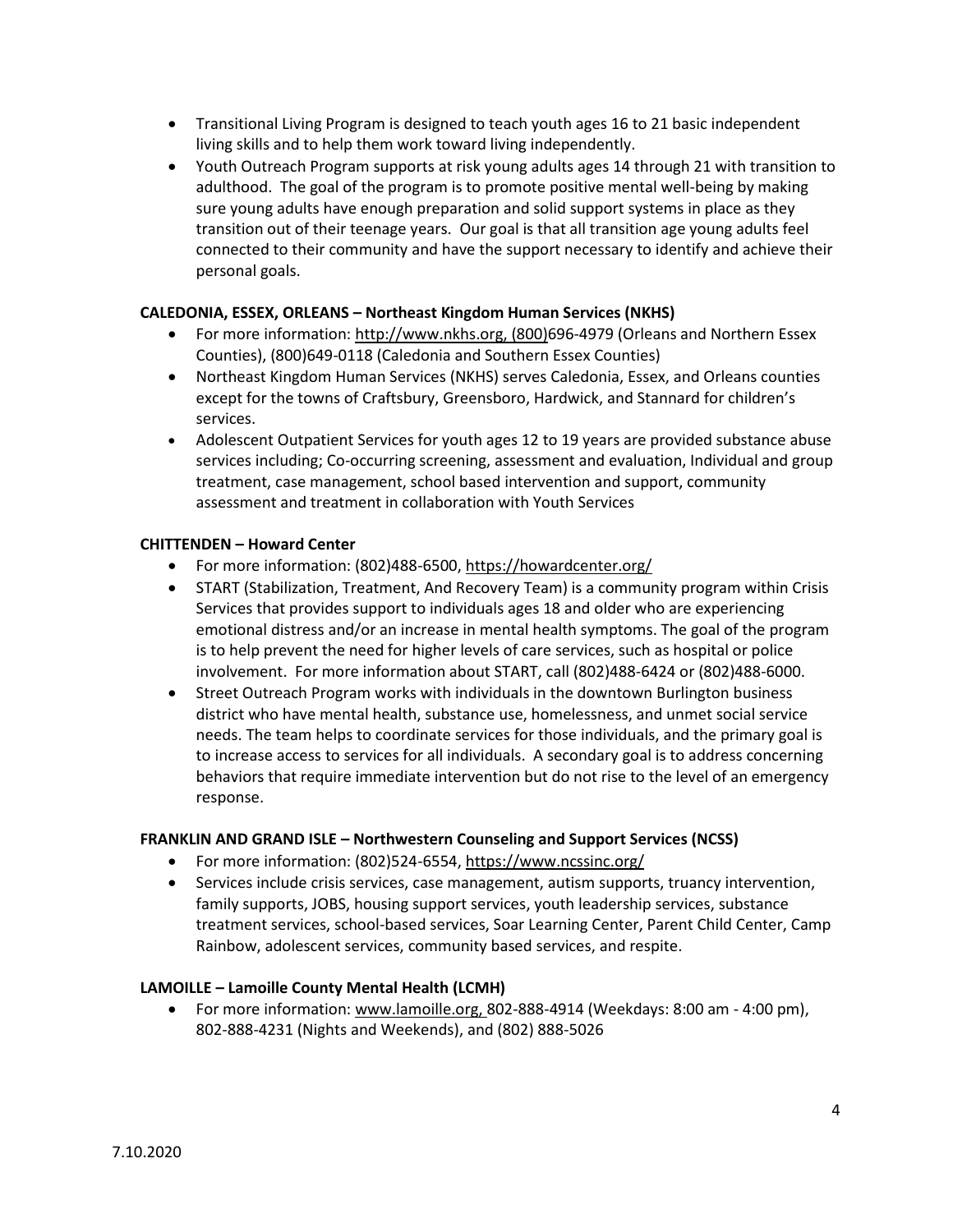- Transitional Living Program is designed to teach youth ages 16 to 21 basic independent living skills and to help them work toward living independently.
- Youth Outreach Program supports at risk young adults ages 14 through 21 with transition to adulthood. The goal of the program is to promote positive mental well-being by making sure young adults have enough preparation and solid support systems in place as they transition out of their teenage years. Our goal is that all transition age young adults feel connected to their community and have the support necessary to identify and achieve their personal goals.

**CALEDONIA, ESSEX, ORLEANS – Northeast Kingdom Human Services (NKHS)**

- For more information: http://www.nkhs.org, (800)696-4979 (Orleans and Northern Essex Counties), (800)649-0118 (Caledonia and Southern Essex Counties)
- Northeast Kingdom Human Services (NKHS) serves Caledonia, Essex, and Orleans counties except for the towns of Craftsbury, Greensboro, Hardwick, and Stannard for children's services.
- Adolescent Outpatient Services for youth ages 12 to 19 years are provided substance abuse services including; Co-occurring screening, assessment and evaluation, Individual and group treatment, case management, school based intervention and support, community assessment and treatment in collaboration with Youth Services

**CHITTENDEN – Howard Center**

- For more information: (802)488-6500, https://howardcenter.org/
- START (Stabilization, Treatment, And Recovery Team) is a community program within Crisis Services that provides support to individuals ages 18 and older who are experiencing emotional distress and/or an increase in mental health symptoms. The goal of the program is to help prevent the need for higher levels of care services, such as hospital or police involvement. For more information about START, call (802)488-6424 or (802)488-6000.
- Street Outreach Program works with individuals in the downtown Burlington business district who have mental health, substance use, homelessness, and unmet social service needs. The team helps to coordinate services for those individuals, and the primary goal is to increase access to services for all individuals. A secondary goal is to address concerning behaviors that require immediate intervention but do not rise to the level of an emergency response.

**FRANKLIN AND GRAND ISLE – Northwestern Counseling and Support Services (NCSS)**

- For more information: (802)524-6554, https://www.ncssinc.org/
- Services include crisis services, case management, autism supports, truancy intervention, family supports, JOBS, housing support services, youth leadership services, substance treatment services, school-based services, Soar Learning Center, Parent Child Center, Camp Rainbow, adolescent services, community based services, and respite.

**LAMOILLE – Lamoille County Mental Health (LCMH)**

- For more information: www.lamoille.org, 802-888-4914 (Weekdays: 8:00 am - 4:00 pm), 802-888-4231 (Nights and Weekends), and (802) 888-5026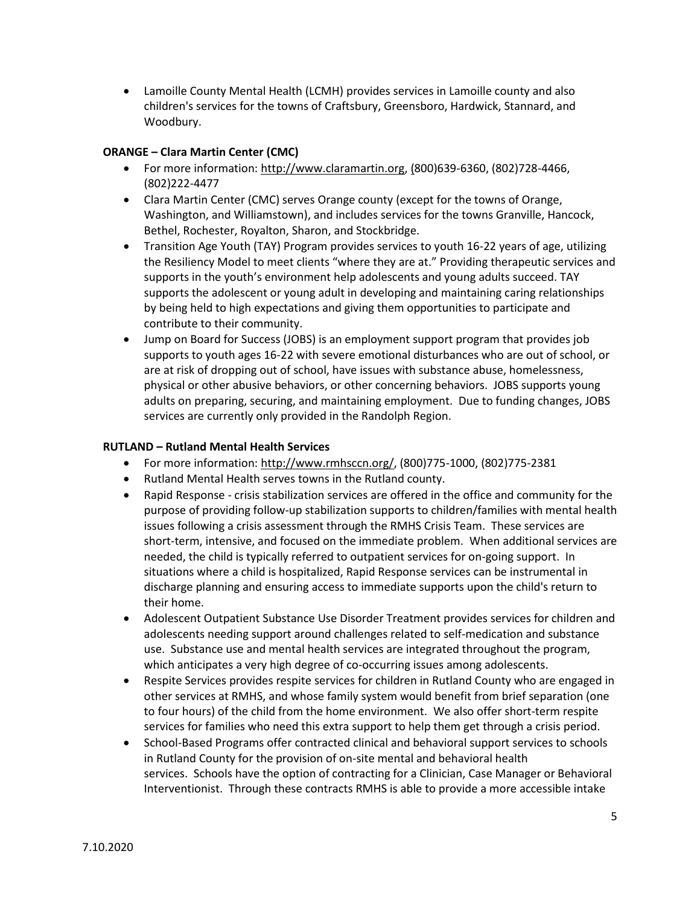- Lamoille County Mental Health (LCMH) provides services in Lamoille county and also children's services for the towns of Craftsbury, Greensboro, Hardwick, Stannard, and Woodbury.

**ORANGE – Clara Martin Center (CMC)**

- For more information: http://www.claramartin.org, (800)639-6360, (802)728-4466, (802)222-4477
- Clara Martin Center (CMC) serves Orange county (except for the towns of Orange, Washington, and Williamstown), and includes services for the towns Granville, Hancock, Bethel, Rochester, Royalton, Sharon, and Stockbridge.
- Transition Age Youth (TAY) Program provides services to youth 16-22 years of age, utilizing the Resiliency Model to meet clients "where they are at." Providing therapeutic services and supports in the youth's environment help adolescents and young adults succeed. TAY supports the adolescent or young adult in developing and maintaining caring relationships by being held to high expectations and giving them opportunities to participate and contribute to their community.
- Jump on Board for Success (JOBS) is an employment support program that provides job supports to youth ages 16-22 with severe emotional disturbances who are out of school, or are at risk of dropping out of school, have issues with substance abuse, homelessness, physical or other abusive behaviors, or other concerning behaviors. JOBS supports young adults on preparing, securing, and maintaining employment. Due to funding changes, JOBS services are currently only provided in the Randolph Region.

**RUTLAND – Rutland Mental Health Services**

- For more information: http://www.rmhsccn.org/, (800)775-1000, (802)775-2381
- Rutland Mental Health serves towns in the Rutland county.
- Rapid Response - crisis stabilization services are offered in the office and community for the purpose of providing follow-up stabilization supports to children/families with mental health issues following a crisis assessment through the RMHS Crisis Team. These services are short-term, intensive, and focused on the immediate problem. When additional services are needed, the child is typically referred to outpatient services for on-going support. In situations where a child is hospitalized, Rapid Response services can be instrumental in discharge planning and ensuring access to immediate supports upon the child's return to their home.
- Adolescent Outpatient Substance Use Disorder Treatment provides services for children and adolescents needing support around challenges related to self-medication and substance use. Substance use and mental health services are integrated throughout the program, which anticipates a very high degree of co-occurring issues among adolescents.
- Respite Services provides respite services for children in Rutland County who are engaged in other services at RMHS, and whose family system would benefit from brief separation (one to four hours) of the child from the home environment. We also offer short-term respite services for families who need this extra support to help them get through a crisis period.
- School-Based Programs offer contracted clinical and behavioral support services to schools in Rutland County for the provision of on-site mental and behavioral health services. Schools have the option of contracting for a Clinician, Case Manager or Behavioral Interventionist. Through these contracts RMHS is able to provide a more accessible intake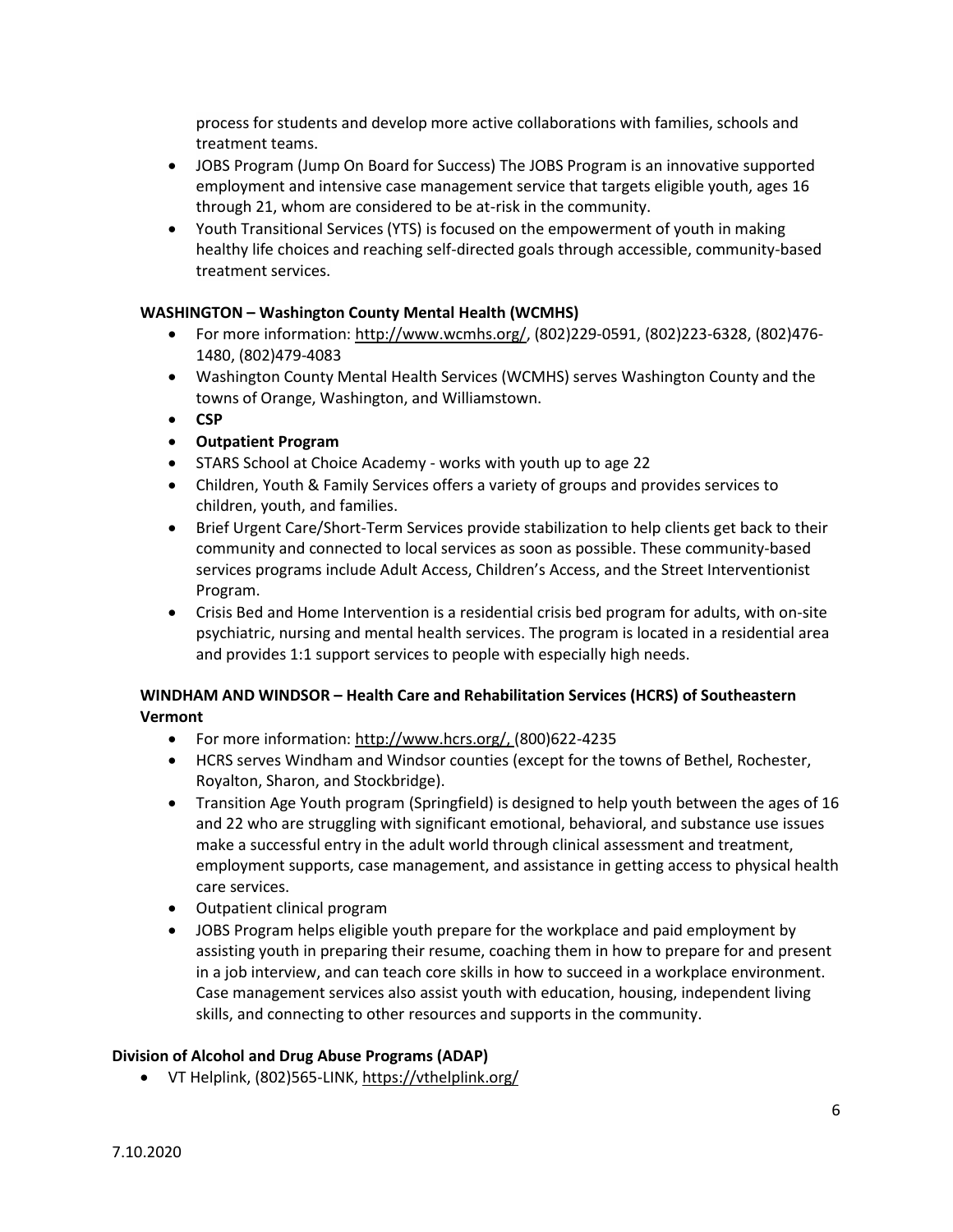process for students and develop more active collaborations with families, schools and treatment teams.

- JOBS Program (Jump On Board for Success) The JOBS Program is an innovative supported employment and intensive case management service that targets eligible youth, ages 16 through 21, whom are considered to be at-risk in the community.
- Youth Transitional Services (YTS) is focused on the empowerment of youth in making healthy life choices and reaching self-directed goals through accessible, community-based treatment services.

**WASHINGTON – Washington County Mental Health (WCMHS)**

- For more information: http://www.wcmhs.org/, (802)229-0591, (802)223-6328, (802)476-1480, (802)479-4083
- Washington County Mental Health Services (WCMHS) serves Washington County and the towns of Orange, Washington, and Williamstown.
- **CSP**
- **Outpatient Program**
- STARS School at Choice Academy - works with youth up to age 22
- Children, Youth & Family Services offers a variety of groups and provides services to children, youth, and families.
- Brief Urgent Care/Short-Term Services provide stabilization to help clients get back to their community and connected to local services as soon as possible. These community-based services programs include Adult Access, Children's Access, and the Street Interventionist Program.
- Crisis Bed and Home Intervention is a residential crisis bed program for adults, with on-site psychiatric, nursing and mental health services. The program is located in a residential area and provides 1:1 support services to people with especially high needs.

**WINDHAM AND WINDSOR – Health Care and Rehabilitation Services (HCRS) of Southeastern Vermont**

- For more information: http://www.hcrs.org/, (800)622-4235
- HCRS serves Windham and Windsor counties (except for the towns of Bethel, Rochester, Royalton, Sharon, and Stockbridge).
- Transition Age Youth program (Springfield) is designed to help youth between the ages of 16 and 22 who are struggling with significant emotional, behavioral, and substance use issues make a successful entry in the adult world through clinical assessment and treatment, employment supports, case management, and assistance in getting access to physical health care services.
- Outpatient clinical program
- JOBS Program helps eligible youth prepare for the workplace and paid employment by assisting youth in preparing their resume, coaching them in how to prepare for and present in a job interview, and can teach core skills in how to succeed in a workplace environment. Case management services also assist youth with education, housing, independent living skills, and connecting to other resources and supports in the community.

**Division of Alcohol and Drug Abuse Programs (ADAP)**

- VT Helplink, (802)565-LINK, https://vthelplink.org/

7.10.2020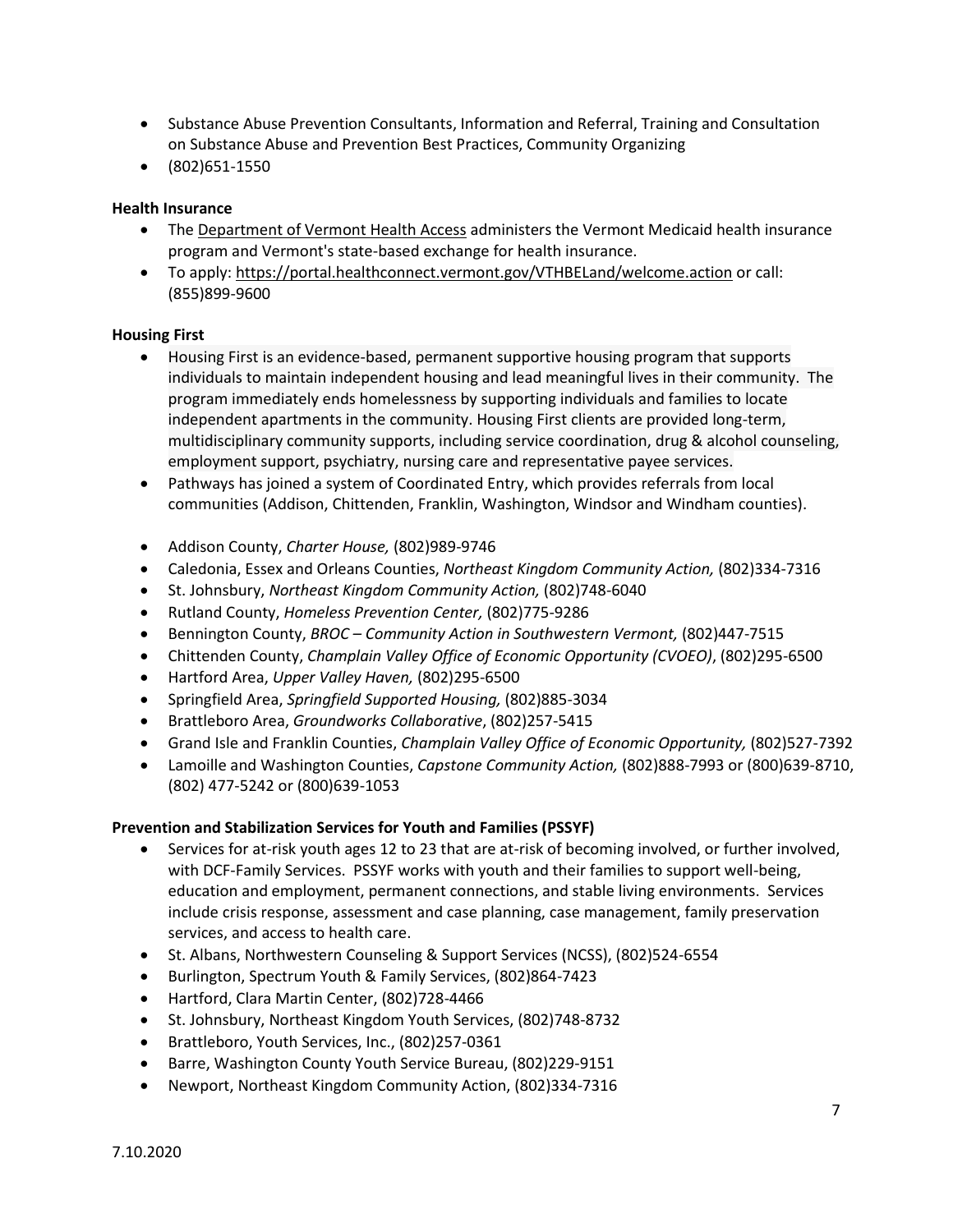- Substance Abuse Prevention Consultants, Information and Referral, Training and Consultation on Substance Abuse and Prevention Best Practices, Community Organizing
- (802)651-1550

**Health Insurance**

- The Department of Vermont Health Access administers the Vermont Medicaid health insurance program and Vermont's state-based exchange for health insurance.
- To apply: https://portal.healthconnect.vermont.gov/VTHBELand/welcome.action or call: (855)899-9600

**Housing First**

- Housing First is an evidence-based, permanent supportive housing program that supports individuals to maintain independent housing and lead meaningful lives in their community. The program immediately ends homelessness by supporting individuals and families to locate independent apartments in the community. Housing First clients are provided long-term, multidisciplinary community supports, including service coordination, drug & alcohol counseling, employment support, psychiatry, nursing care and representative payee services.
- Pathways has joined a system of Coordinated Entry, which provides referrals from local communities (Addison, Chittenden, Franklin, Washington, Windsor and Windham counties).

- Addison County, *Charter House,* (802)989-9746
- Caledonia, Essex and Orleans Counties, *Northeast Kingdom Community Action,* (802)334-7316
- St. Johnsbury, *Northeast Kingdom Community Action,* (802)748-6040
- Rutland County, *Homeless Prevention Center,* (802)775-9286
- Bennington County, *BROC – Community Action in Southwestern Vermont,* (802)447-7515
- Chittenden County, *Champlain Valley Office of Economic Opportunity (CVOEO)*, (802)295-6500
- Hartford Area, *Upper Valley Haven,* (802)295-6500
- Springfield Area, *Springfield Supported Housing,* (802)885-3034
- Brattleboro Area, *Groundworks Collaborative*, (802)257-5415
- Grand Isle and Franklin Counties, *Champlain Valley Office of Economic Opportunity,* (802)527-7392
- Lamoille and Washington Counties, *Capstone Community Action,* (802)888-7993 or (800)639-8710, (802) 477-5242 or (800)639-1053

**Prevention and Stabilization Services for Youth and Families (PSSYF)**

- Services for at-risk youth ages 12 to 23 that are at-risk of becoming involved, or further involved, with DCF-Family Services. PSSYF works with youth and their families to support well-being, education and employment, permanent connections, and stable living environments. Services include crisis response, assessment and case planning, case management, family preservation services, and access to health care.
- St. Albans, Northwestern Counseling & Support Services (NCSS), (802)524-6554
- Burlington, Spectrum Youth & Family Services, (802)864-7423
- Hartford, Clara Martin Center, (802)728-4466
- St. Johnsbury, Northeast Kingdom Youth Services, (802)748-8732
- Brattleboro, Youth Services, Inc., (802)257-0361
- Barre, Washington County Youth Service Bureau, (802)229-9151
- Newport, Northeast Kingdom Community Action, (802)334-7316

7.10.2020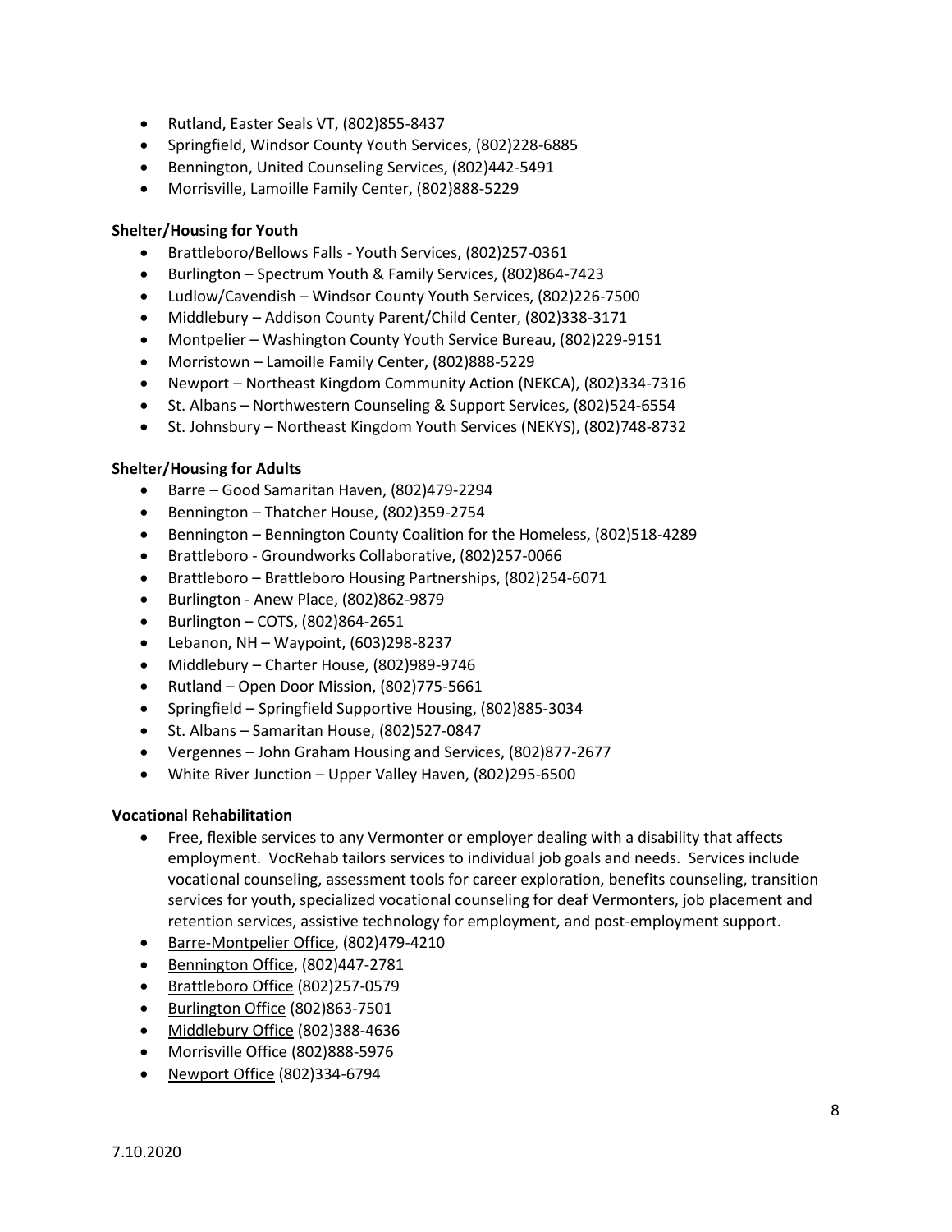- Rutland, Easter Seals VT, (802)855-8437
- Springfield, Windsor County Youth Services, (802)228-6885
- Bennington, United Counseling Services, (802)442-5491
- Morrisville, Lamoille Family Center, (802)888-5229

**Shelter/Housing for Youth**

- Brattleboro/Bellows Falls - Youth Services, (802)257-0361
- Burlington – Spectrum Youth & Family Services, (802)864-7423
- Ludlow/Cavendish – Windsor County Youth Services, (802)226-7500
- Middlebury – Addison County Parent/Child Center, (802)338-3171
- Montpelier – Washington County Youth Service Bureau, (802)229-9151
- Morristown – Lamoille Family Center, (802)888-5229
- Newport – Northeast Kingdom Community Action (NEKCA), (802)334-7316
- St. Albans – Northwestern Counseling & Support Services, (802)524-6554
- St. Johnsbury – Northeast Kingdom Youth Services (NEKYS), (802)748-8732

**Shelter/Housing for Adults**

- Barre – Good Samaritan Haven, (802)479-2294
- Bennington – Thatcher House, (802)359-2754
- Bennington – Bennington County Coalition for the Homeless, (802)518-4289
- Brattleboro - Groundworks Collaborative, (802)257-0066
- Brattleboro – Brattleboro Housing Partnerships, (802)254-6071
- Burlington - Anew Place, (802)862-9879
- Burlington – COTS, (802)864-2651
- Lebanon, NH – Waypoint, (603)298-8237
- Middlebury – Charter House, (802)989-9746
- Rutland – Open Door Mission, (802)775-5661
- Springfield – Springfield Supportive Housing, (802)885-3034
- St. Albans – Samaritan House, (802)527-0847
- Vergennes – John Graham Housing and Services, (802)877-2677
- White River Junction – Upper Valley Haven, (802)295-6500

**Vocational Rehabilitation**

- Free, flexible services to any Vermonter or employer dealing with a disability that affects employment. VocRehab tailors services to individual job goals and needs. Services include vocational counseling, assessment tools for career exploration, benefits counseling, transition services for youth, specialized vocational counseling for deaf Vermonters, job placement and retention services, assistive technology for employment, and post-employment support.
- Barre-Montpelier Office, (802)479-4210
- Bennington Office, (802)447-2781
- Brattleboro Office (802)257-0579
- Burlington Office (802)863-7501
- Middlebury Office (802)388-4636
- Morrisville Office (802)888-5976
- Newport Office (802)334-6794

7.10.2020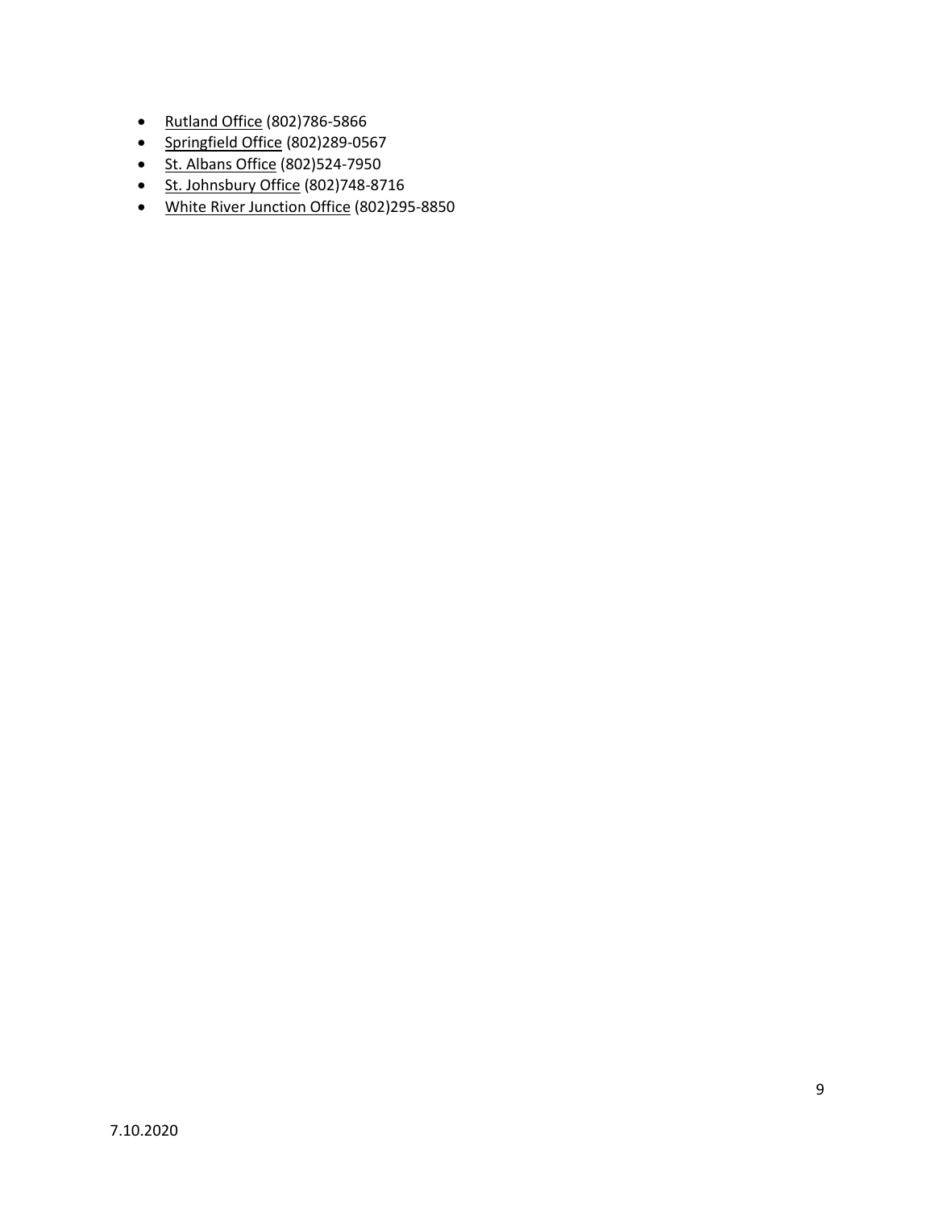- Rutland Office (802)786-5866
- Springfield Office (802)289-0567
- St. Albans Office (802)524-7950
- St. Johnsbury Office (802)748-8716
- White River Junction Office (802)295-8850

7.10.2020